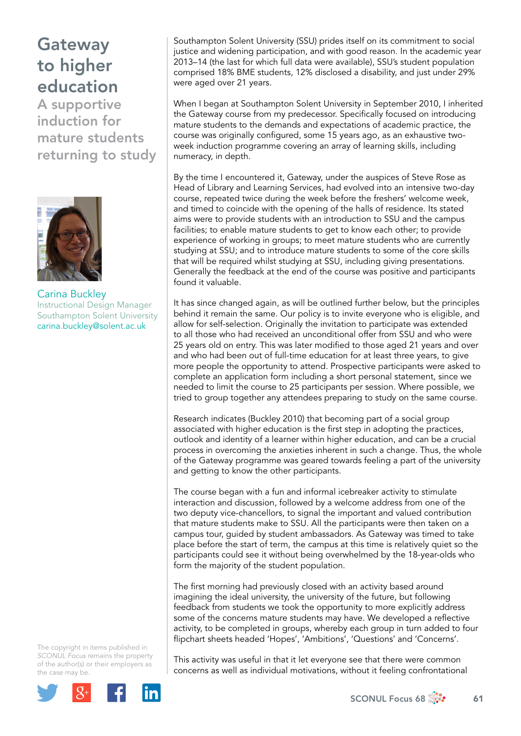# Gateway to higher education

## A supportive induction for mature students returning to study

Carina Buckley
Instructional Design Manager
Southampton Solent University
carina.buckley@solent.ac.uk

The copyright in items published in *SCONUL Focus* remains the property of the author(s) or their employers as the case may be.

Southampton Solent University (SSU) prides itself on its commitment to social justice and widening participation, and with good reason. In the academic year 2013–14 (the last for which full data were available), SSU's student population comprised 18% BME students, 12% disclosed a disability, and just under 29% were aged over 21 years.

When I began at Southampton Solent University in September 2010, I inherited the Gateway course from my predecessor. Specifically focused on introducing mature students to the demands and expectations of academic practice, the course was originally configured, some 15 years ago, as an exhaustive two-week induction programme covering an array of learning skills, including numeracy, in depth.

By the time I encountered it, Gateway, under the auspices of Steve Rose as Head of Library and Learning Services, had evolved into an intensive two-day course, repeated twice during the week before the freshers' welcome week, and timed to coincide with the opening of the halls of residence. Its stated aims were to provide students with an introduction to SSU and the campus facilities; to enable mature students to get to know each other; to provide experience of working in groups; to meet mature students who are currently studying at SSU; and to introduce mature students to some of the core skills that will be required whilst studying at SSU, including giving presentations. Generally the feedback at the end of the course was positive and participants found it valuable.

It has since changed again, as will be outlined further below, but the principles behind it remain the same. Our policy is to invite everyone who is eligible, and allow for self-selection. Originally the invitation to participate was extended to all those who had received an unconditional offer from SSU and who were 25 years old on entry. This was later modified to those aged 21 years and over and who had been out of full-time education for at least three years, to give more people the opportunity to attend. Prospective participants were asked to complete an application form including a short personal statement, since we needed to limit the course to 25 participants per session. Where possible, we tried to group together any attendees preparing to study on the same course.

Research indicates (Buckley 2010) that becoming part of a social group associated with higher education is the first step in adopting the practices, outlook and identity of a learner within higher education, and can be a crucial process in overcoming the anxieties inherent in such a change. Thus, the whole of the Gateway programme was geared towards feeling a part of the university and getting to know the other participants.

The course began with a fun and informal icebreaker activity to stimulate interaction and discussion, followed by a welcome address from one of the two deputy vice-chancellors, to signal the important and valued contribution that mature students make to SSU. All the participants were then taken on a campus tour, guided by student ambassadors. As Gateway was timed to take place before the start of term, the campus at this time is relatively quiet so the participants could see it without being overwhelmed by the 18-year-olds who form the majority of the student population.

The first morning had previously closed with an activity based around imagining the ideal university, the university of the future, but following feedback from students we took the opportunity to more explicitly address some of the concerns mature students may have. We developed a reflective activity, to be completed in groups, whereby each group in turn added to four flipchart sheets headed 'Hopes', 'Ambitions', 'Questions' and 'Concerns'.

This activity was useful in that it let everyone see that there were common concerns as well as individual motivations, without it feeling confrontational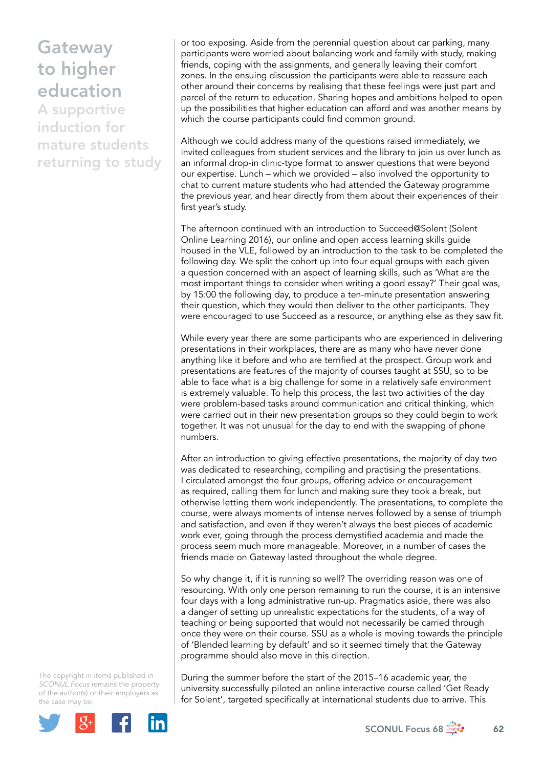or too exposing. Aside from the perennial question about car parking, many participants were worried about balancing work and family with study, making friends, coping with the assignments, and generally leaving their comfort zones. In the ensuing discussion the participants were able to reassure each other around their concerns by realising that these feelings were just part and parcel of the return to education. Sharing hopes and ambitions helped to open up the possibilities that higher education can afford and was another means by which the course participants could find common ground.

Although we could address many of the questions raised immediately, we invited colleagues from student services and the library to join us over lunch as an informal drop-in clinic-type format to answer questions that were beyond our expertise. Lunch – which we provided – also involved the opportunity to chat to current mature students who had attended the Gateway programme the previous year, and hear directly from them about their experiences of their first year's study.

The afternoon continued with an introduction to Succeed@Solent (Solent Online Learning 2016), our online and open access learning skills guide housed in the VLE, followed by an introduction to the task to be completed the following day. We split the cohort up into four equal groups with each given a question concerned with an aspect of learning skills, such as 'What are the most important things to consider when writing a good essay?' Their goal was, by 15:00 the following day, to produce a ten-minute presentation answering their question, which they would then deliver to the other participants. They were encouraged to use Succeed as a resource, or anything else as they saw fit.

While every year there are some participants who are experienced in delivering presentations in their workplaces, there are as many who have never done anything like it before and who are terrified at the prospect. Group work and presentations are features of the majority of courses taught at SSU, so to be able to face what is a big challenge for some in a relatively safe environment is extremely valuable. To help this process, the last two activities of the day were problem-based tasks around communication and critical thinking, which were carried out in their new presentation groups so they could begin to work together. It was not unusual for the day to end with the swapping of phone numbers.

After an introduction to giving effective presentations, the majority of day two was dedicated to researching, compiling and practising the presentations. I circulated amongst the four groups, offering advice or encouragement as required, calling them for lunch and making sure they took a break, but otherwise letting them work independently. The presentations, to complete the course, were always moments of intense nerves followed by a sense of triumph and satisfaction, and even if they weren't always the best pieces of academic work ever, going through the process demystified academia and made the process seem much more manageable. Moreover, in a number of cases the friends made on Gateway lasted throughout the whole degree.

So why change it, if it is running so well? The overriding reason was one of resourcing. With only one person remaining to run the course, it is an intensive four days with a long administrative run-up. Pragmatics aside, there was also a danger of setting up unrealistic expectations for the students, of a way of teaching or being supported that would not necessarily be carried through once they were on their course. SSU as a whole is moving towards the principle of 'Blended learning by default' and so it seemed timely that the Gateway programme should also move in this direction.

During the summer before the start of the 2015–16 academic year, the university successfully piloted an online interactive course called 'Get Ready for Solent', targeted specifically at international students due to arrive. This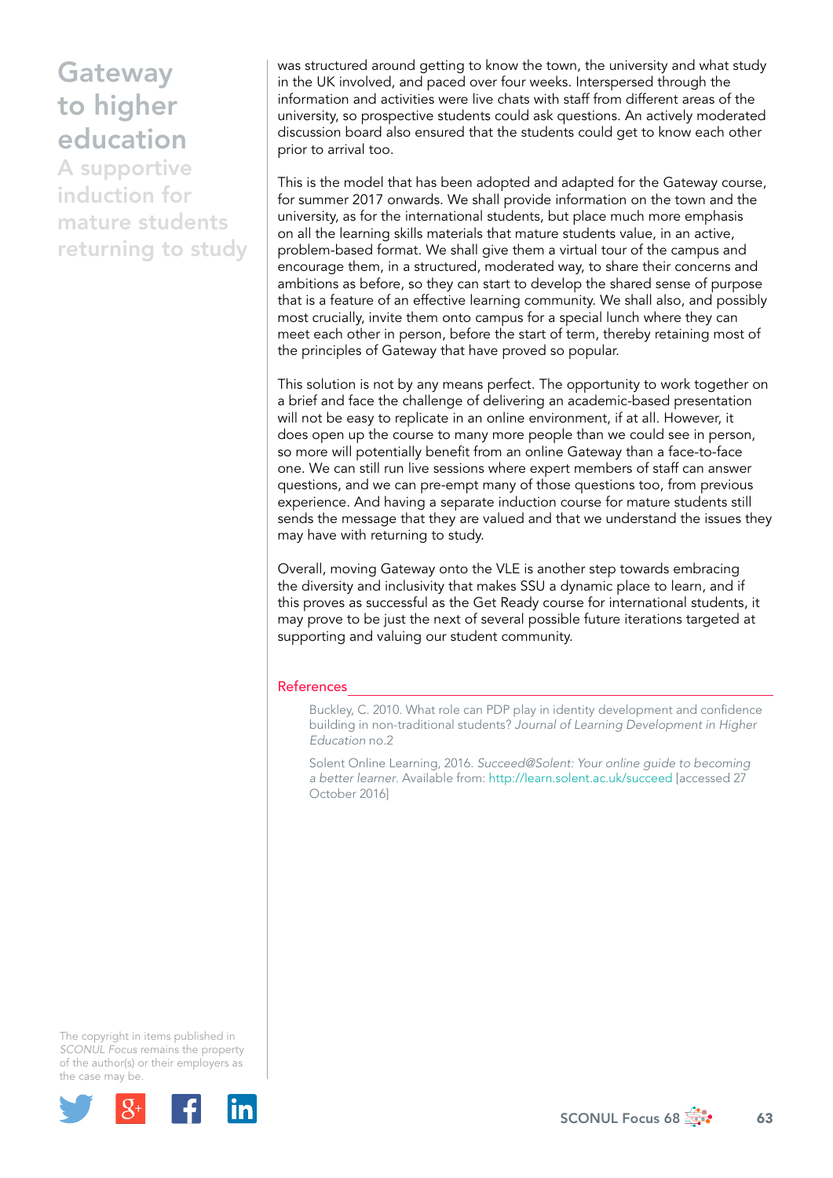was structured around getting to know the town, the university and what study in the UK involved, and paced over four weeks. Interspersed through the information and activities were live chats with staff from different areas of the university, so prospective students could ask questions. An actively moderated discussion board also ensured that the students could get to know each other prior to arrival too.

This is the model that has been adopted and adapted for the Gateway course, for summer 2017 onwards. We shall provide information on the town and the university, as for the international students, but place much more emphasis on all the learning skills materials that mature students value, in an active, problem-based format. We shall give them a virtual tour of the campus and encourage them, in a structured, moderated way, to share their concerns and ambitions as before, so they can start to develop the shared sense of purpose that is a feature of an effective learning community. We shall also, and possibly most crucially, invite them onto campus for a special lunch where they can meet each other in person, before the start of term, thereby retaining most of the principles of Gateway that have proved so popular.

This solution is not by any means perfect. The opportunity to work together on a brief and face the challenge of delivering an academic-based presentation will not be easy to replicate in an online environment, if at all. However, it does open up the course to many more people than we could see in person, so more will potentially benefit from an online Gateway than a face-to-face one. We can still run live sessions where expert members of staff can answer questions, and we can pre-empt many of those questions too, from previous experience. And having a separate induction course for mature students still sends the message that they are valued and that we understand the issues they may have with returning to study.

Overall, moving Gateway onto the VLE is another step towards embracing the diversity and inclusivity that makes SSU a dynamic place to learn, and if this proves as successful as the Get Ready course for international students, it may prove to be just the next of several possible future iterations targeted at supporting and valuing our student community.

## References

Buckley, C. 2010. What role can PDP play in identity development and confidence building in non-traditional students? *Journal of Learning Development in Higher Education* no.2

Solent Online Learning, 2016. *Succeed@Solent: Your online guide to becoming a better learner*. Available from: http://learn.solent.ac.uk/succeed [accessed 27 October 2016]

The copyright in items published in *SCONUL Focus* remains the property of the author(s) or their employers as the case may be.